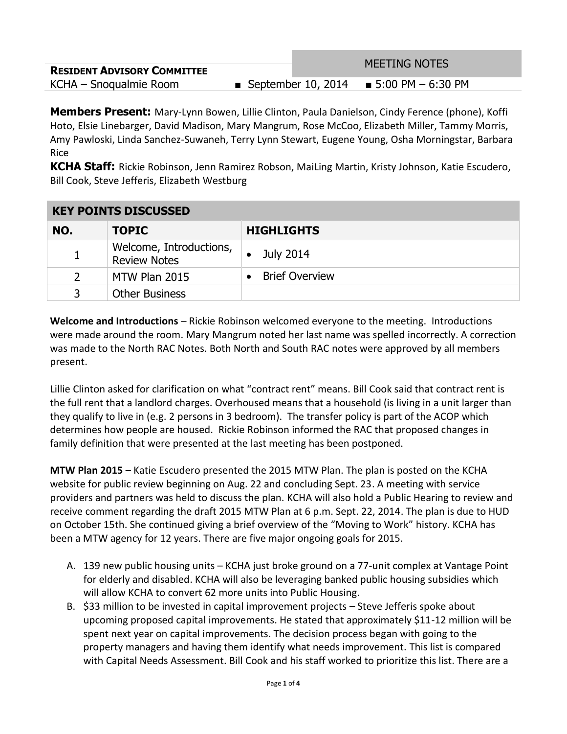**RESIDENT ADVISORY COMMITTEE** | MEETING NOTES

KCHA – Snoqualmie Room ■ September 10, 2014 ■ 5:00 PM – 6:30 PM

**Members Present:** Mary-Lynn Bowen, Lillie Clinton, Paula Danielson, Cindy Ference (phone), Koffi Hoto, Elsie Linebarger, David Madison, Mary Mangrum, Rose McCoo, Elizabeth Miller, Tammy Morris, Amy Pawloski, Linda Sanchez-Suwaneh, Terry Lynn Stewart, Eugene Young, Osha Morningstar, Barbara Rice

**KCHA Staff:** Rickie Robinson, Jenn Ramirez Robson, MaiLing Martin, Kristy Johnson, Katie Escudero, Bill Cook, Steve Jefferis, Elizabeth Westburg

| KEY POINTS DISCUSSED | | |
|---|---|---|
| **NO.** | **TOPIC** | **HIGHLIGHTS** |
| 1 | Welcome, Introductions, Review Notes | • July 2014 |
| 2 | MTW Plan 2015 | • Brief Overview |
| 3 | Other Business | |

**Welcome and Introductions** – Rickie Robinson welcomed everyone to the meeting. Introductions were made around the room. Mary Mangrum noted her last name was spelled incorrectly. A correction was made to the North RAC Notes. Both North and South RAC notes were approved by all members present.

Lillie Clinton asked for clarification on what "contract rent" means. Bill Cook said that contract rent is the full rent that a landlord charges. Overhoused means that a household (is living in a unit larger than they qualify to live in (e.g. 2 persons in 3 bedroom). The transfer policy is part of the ACOP which determines how people are housed. Rickie Robinson informed the RAC that proposed changes in family definition that were presented at the last meeting has been postponed.

**MTW Plan 2015** – Katie Escudero presented the 2015 MTW Plan. The plan is posted on the KCHA website for public review beginning on Aug. 22 and concluding Sept. 23. A meeting with service providers and partners was held to discuss the plan. KCHA will also hold a Public Hearing to review and receive comment regarding the draft 2015 MTW Plan at 6 p.m. Sept. 22, 2014. The plan is due to HUD on October 15th. She continued giving a brief overview of the "Moving to Work" history. KCHA has been a MTW agency for 12 years. There are five major ongoing goals for 2015.

A. 139 new public housing units – KCHA just broke ground on a 77-unit complex at Vantage Point for elderly and disabled. KCHA will also be leveraging banked public housing subsidies which will allow KCHA to convert 62 more units into Public Housing.
B. $33 million to be invested in capital improvement projects – Steve Jefferis spoke about upcoming proposed capital improvements. He stated that approximately $11-12 million will be spent next year on capital improvements. The decision process began with going to the property managers and having them identify what needs improvement. This list is compared with Capital Needs Assessment. Bill Cook and his staff worked to prioritize this list. There are a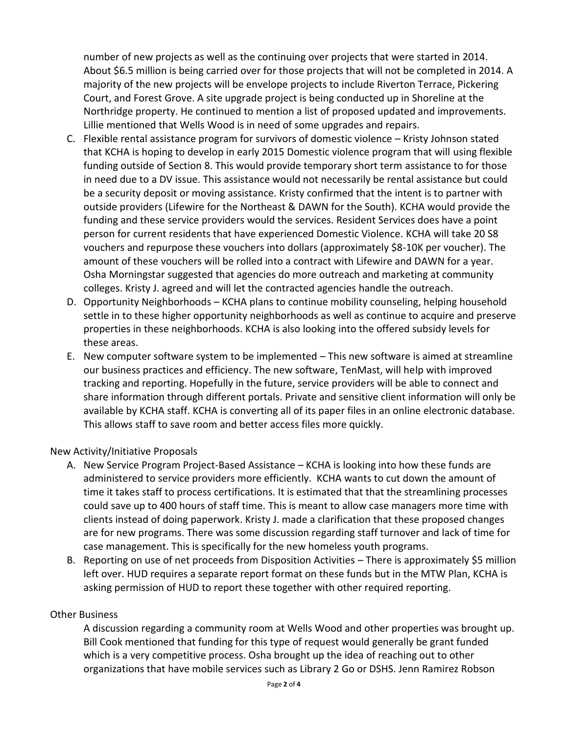number of new projects as well as the continuing over projects that were started in 2014. About $6.5 million is being carried over for those projects that will not be completed in 2014. A majority of the new projects will be envelope projects to include Riverton Terrace, Pickering Court, and Forest Grove. A site upgrade project is being conducted up in Shoreline at the Northridge property. He continued to mention a list of proposed updated and improvements. Lillie mentioned that Wells Wood is in need of some upgrades and repairs.

C. Flexible rental assistance program for survivors of domestic violence – Kristy Johnson stated that KCHA is hoping to develop in early 2015 Domestic violence program that will using flexible funding outside of Section 8. This would provide temporary short term assistance to for those in need due to a DV issue. This assistance would not necessarily be rental assistance but could be a security deposit or moving assistance. Kristy confirmed that the intent is to partner with outside providers (Lifewire for the Northeast & DAWN for the South). KCHA would provide the funding and these service providers would the services. Resident Services does have a point person for current residents that have experienced Domestic Violence. KCHA will take 20 S8 vouchers and repurpose these vouchers into dollars (approximately $8-10K per voucher). The amount of these vouchers will be rolled into a contract with Lifewire and DAWN for a year. Osha Morningstar suggested that agencies do more outreach and marketing at community colleges. Kristy J. agreed and will let the contracted agencies handle the outreach.
D. Opportunity Neighborhoods – KCHA plans to continue mobility counseling, helping household settle in to these higher opportunity neighborhoods as well as continue to acquire and preserve properties in these neighborhoods. KCHA is also looking into the offered subsidy levels for these areas.
E. New computer software system to be implemented – This new software is aimed at streamline our business practices and efficiency. The new software, TenMast, will help with improved tracking and reporting. Hopefully in the future, service providers will be able to connect and share information through different portals. Private and sensitive client information will only be available by KCHA staff. KCHA is converting all of its paper files in an online electronic database. This allows staff to save room and better access files more quickly.

New Activity/Initiative Proposals

A. New Service Program Project-Based Assistance – KCHA is looking into how these funds are administered to service providers more efficiently. KCHA wants to cut down the amount of time it takes staff to process certifications. It is estimated that that the streamlining processes could save up to 400 hours of staff time. This is meant to allow case managers more time with clients instead of doing paperwork. Kristy J. made a clarification that these proposed changes are for new programs. There was some discussion regarding staff turnover and lack of time for case management. This is specifically for the new homeless youth programs.
B. Reporting on use of net proceeds from Disposition Activities – There is approximately $5 million left over. HUD requires a separate report format on these funds but in the MTW Plan, KCHA is asking permission of HUD to report these together with other required reporting.

Other Business

A discussion regarding a community room at Wells Wood and other properties was brought up. Bill Cook mentioned that funding for this type of request would generally be grant funded which is a very competitive process. Osha brought up the idea of reaching out to other organizations that have mobile services such as Library 2 Go or DSHS. Jenn Ramirez Robson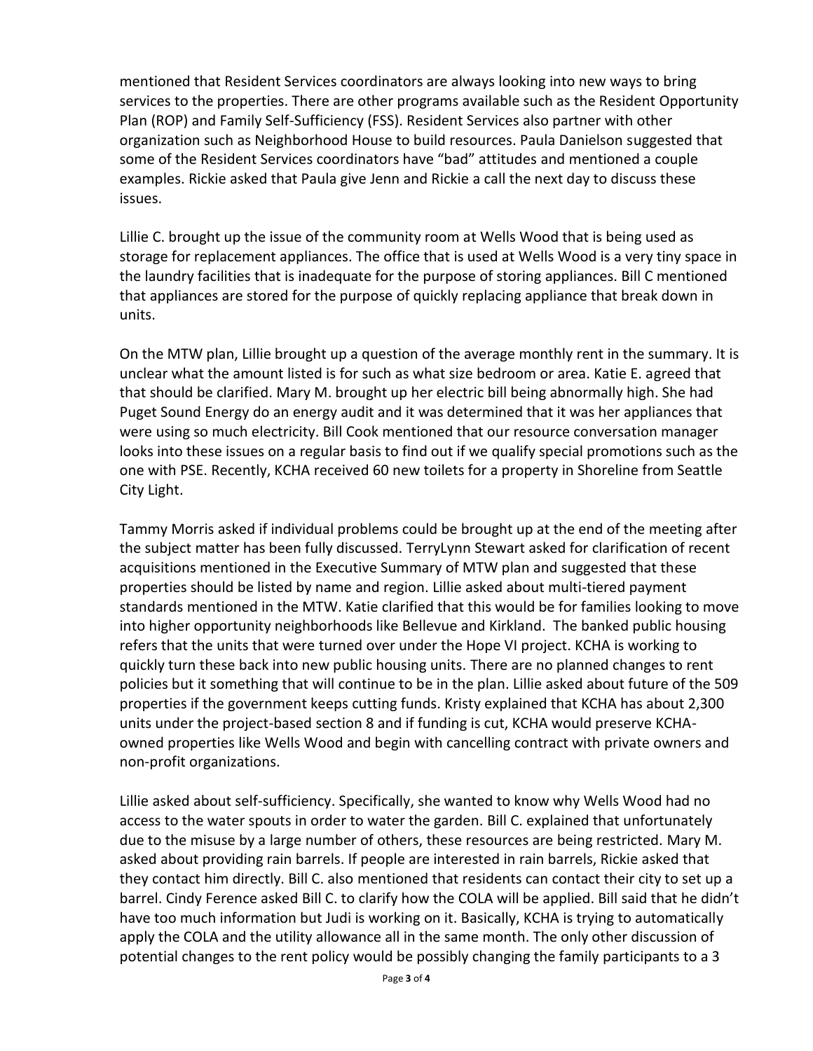mentioned that Resident Services coordinators are always looking into new ways to bring services to the properties. There are other programs available such as the Resident Opportunity Plan (ROP) and Family Self-Sufficiency (FSS). Resident Services also partner with other organization such as Neighborhood House to build resources. Paula Danielson suggested that some of the Resident Services coordinators have "bad" attitudes and mentioned a couple examples. Rickie asked that Paula give Jenn and Rickie a call the next day to discuss these issues.

Lillie C. brought up the issue of the community room at Wells Wood that is being used as storage for replacement appliances. The office that is used at Wells Wood is a very tiny space in the laundry facilities that is inadequate for the purpose of storing appliances. Bill C mentioned that appliances are stored for the purpose of quickly replacing appliance that break down in units.

On the MTW plan, Lillie brought up a question of the average monthly rent in the summary. It is unclear what the amount listed is for such as what size bedroom or area. Katie E. agreed that that should be clarified. Mary M. brought up her electric bill being abnormally high. She had Puget Sound Energy do an energy audit and it was determined that it was her appliances that were using so much electricity. Bill Cook mentioned that our resource conversation manager looks into these issues on a regular basis to find out if we qualify special promotions such as the one with PSE. Recently, KCHA received 60 new toilets for a property in Shoreline from Seattle City Light.

Tammy Morris asked if individual problems could be brought up at the end of the meeting after the subject matter has been fully discussed. TerryLynn Stewart asked for clarification of recent acquisitions mentioned in the Executive Summary of MTW plan and suggested that these properties should be listed by name and region. Lillie asked about multi-tiered payment standards mentioned in the MTW. Katie clarified that this would be for families looking to move into higher opportunity neighborhoods like Bellevue and Kirkland. The banked public housing refers that the units that were turned over under the Hope VI project. KCHA is working to quickly turn these back into new public housing units. There are no planned changes to rent policies but it something that will continue to be in the plan. Lillie asked about future of the 509 properties if the government keeps cutting funds. Kristy explained that KCHA has about 2,300 units under the project-based section 8 and if funding is cut, KCHA would preserve KCHA-owned properties like Wells Wood and begin with cancelling contract with private owners and non-profit organizations.

Lillie asked about self-sufficiency. Specifically, she wanted to know why Wells Wood had no access to the water spouts in order to water the garden. Bill C. explained that unfortunately due to the misuse by a large number of others, these resources are being restricted. Mary M. asked about providing rain barrels. If people are interested in rain barrels, Rickie asked that they contact him directly. Bill C. also mentioned that residents can contact their city to set up a barrel. Cindy Ference asked Bill C. to clarify how the COLA will be applied. Bill said that he didn't have too much information but Judi is working on it. Basically, KCHA is trying to automatically apply the COLA and the utility allowance all in the same month. The only other discussion of potential changes to the rent policy would be possibly changing the family participants to a 3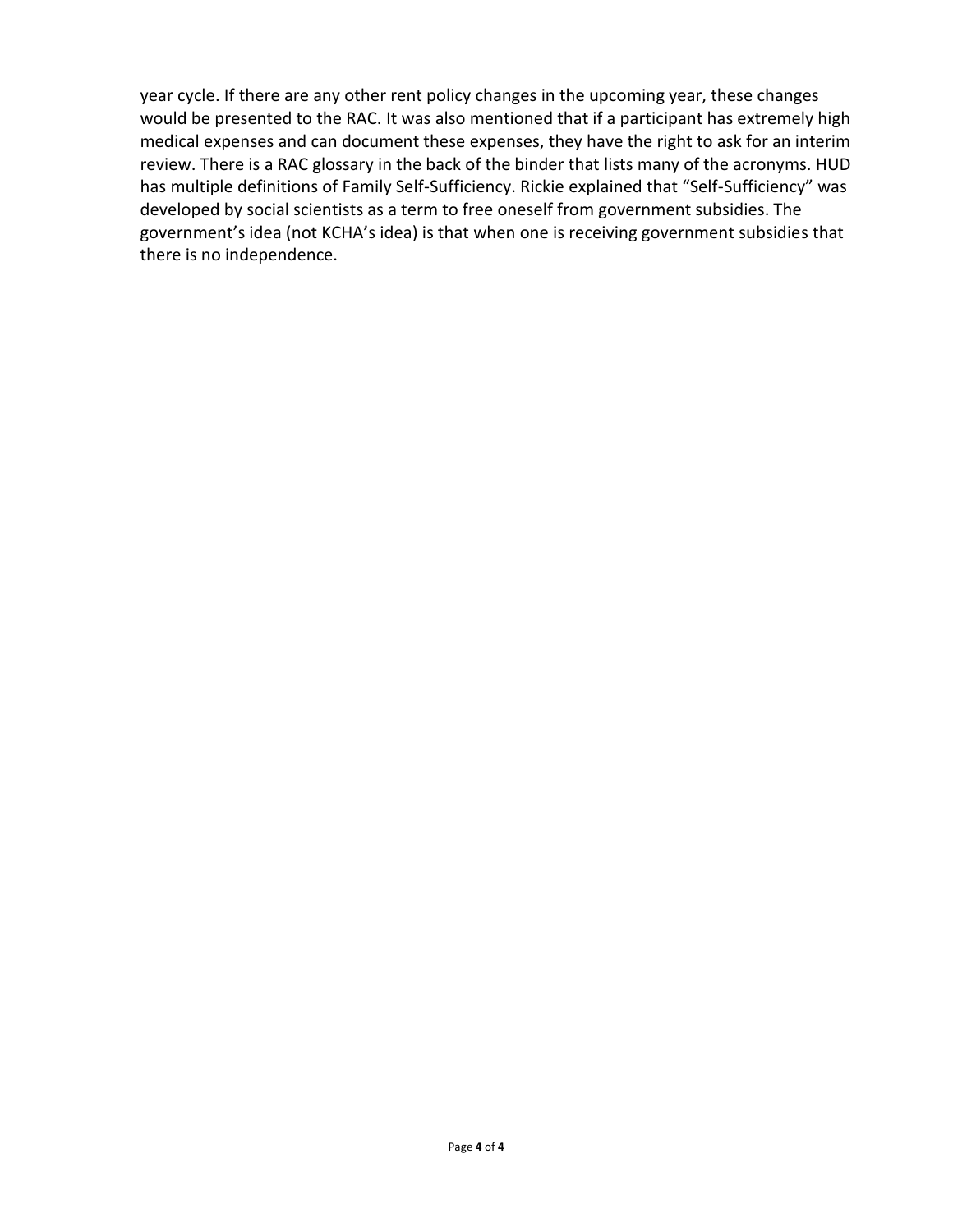year cycle. If there are any other rent policy changes in the upcoming year, these changes would be presented to the RAC. It was also mentioned that if a participant has extremely high medical expenses and can document these expenses, they have the right to ask for an interim review. There is a RAC glossary in the back of the binder that lists many of the acronyms. HUD has multiple definitions of Family Self-Sufficiency. Rickie explained that "Self-Sufficiency" was developed by social scientists as a term to free oneself from government subsidies. The government's idea (<u>not</u> KCHA's idea) is that when one is receiving government subsidies that there is no independence.